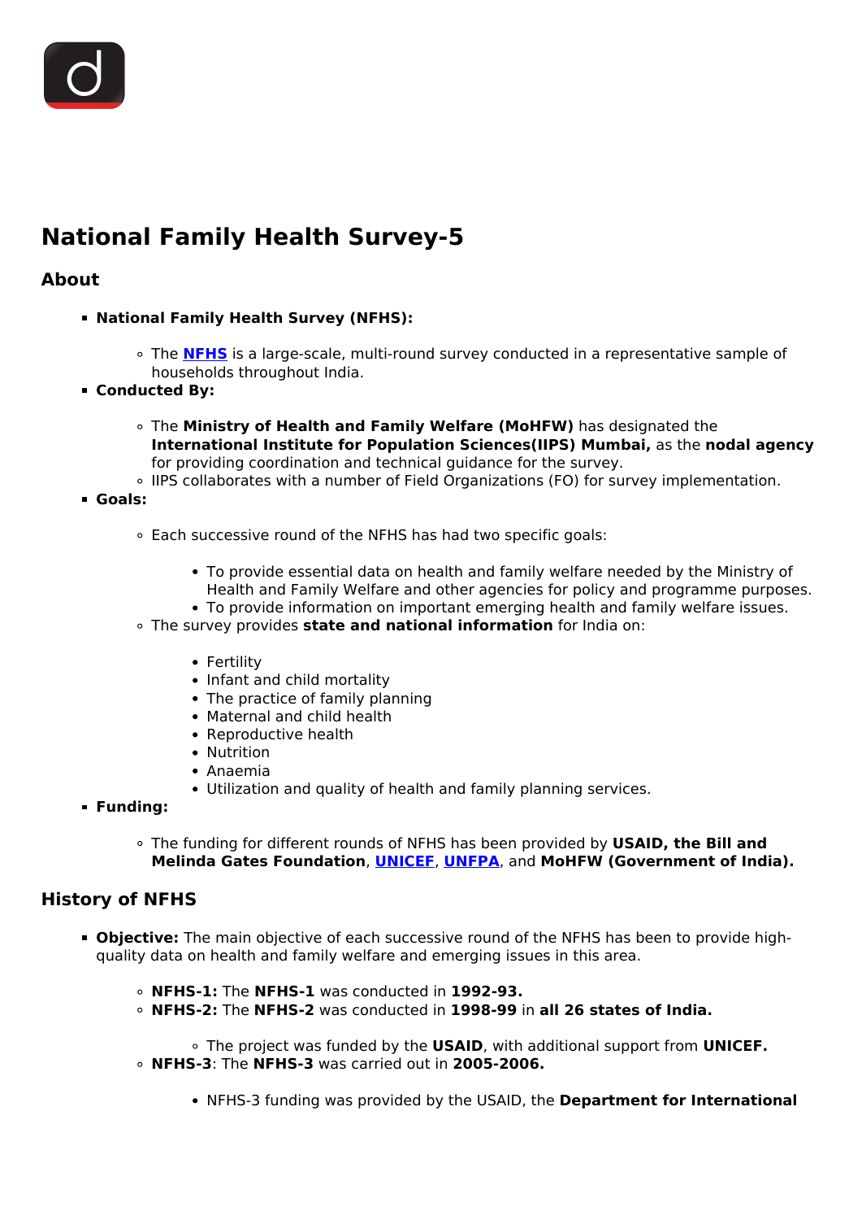# National Family Health Survey-5

## About

- **National Family Health Survey (NFHS):**
  - The **NFHS** is a large-scale, multi-round survey conducted in a representative sample of households throughout India.
- **Conducted By:**
  - The **Ministry of Health and Family Welfare (MoHFW)** has designated the **International Institute for Population Sciences(IIPS) Mumbai,** as the **nodal agency** for providing coordination and technical guidance for the survey.
  - IIPS collaborates with a number of Field Organizations (FO) for survey implementation.
- **Goals:**
  - Each successive round of the NFHS has had two specific goals:
    - To provide essential data on health and family welfare needed by the Ministry of Health and Family Welfare and other agencies for policy and programme purposes.
    - To provide information on important emerging health and family welfare issues.
  - The survey provides **state and national information** for India on:
    - Fertility
    - Infant and child mortality
    - The practice of family planning
    - Maternal and child health
    - Reproductive health
    - Nutrition
    - Anaemia
    - Utilization and quality of health and family planning services.
- **Funding:**
  - The funding for different rounds of NFHS has been provided by **USAID, the Bill and Melinda Gates Foundation**, **UNICEF**, **UNFPA**, and **MoHFW (Government of India).**

## History of NFHS

- **Objective:** The main objective of each successive round of the NFHS has been to provide high-quality data on health and family welfare and emerging issues in this area.
  - **NFHS-1:** The **NFHS-1** was conducted in **1992-93.**
  - **NFHS-2:** The **NFHS-2** was conducted in **1998-99** in **all 26 states of India.**
    - The project was funded by the **USAID**, with additional support from **UNICEF.**
  - **NFHS-3**: The **NFHS-3** was carried out in **2005-2006.**
    - NFHS-3 funding was provided by the USAID, the **Department for International**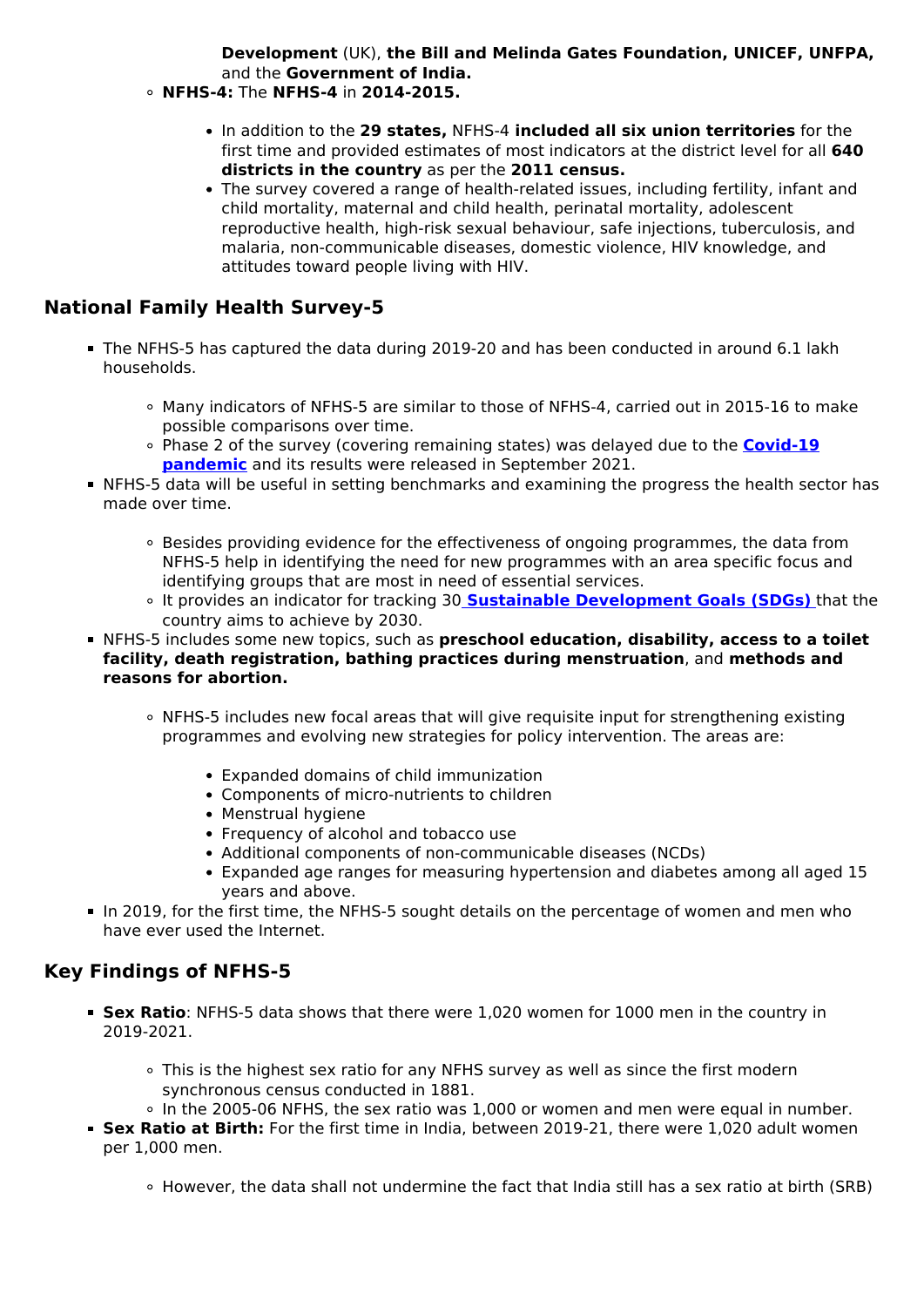**Development** (UK), **the Bill and Melinda Gates Foundation, UNICEF, UNFPA,** and the **Government of India.**

- **NFHS-4:** The **NFHS-4** in **2014-2015.**
    - In addition to the **29 states,** NFHS-4 **included all six union territories** for the first time and provided estimates of most indicators at the district level for all **640 districts in the country** as per the **2011 census.**
    - The survey covered a range of health-related issues, including fertility, infant and child mortality, maternal and child health, perinatal mortality, adolescent reproductive health, high-risk sexual behaviour, safe injections, tuberculosis, and malaria, non-communicable diseases, domestic violence, HIV knowledge, and attitudes toward people living with HIV.

## National Family Health Survey-5

- The NFHS-5 has captured the data during 2019-20 and has been conducted in around 6.1 lakh households.
    - Many indicators of NFHS-5 are similar to those of NFHS-4, carried out in 2015-16 to make possible comparisons over time.
    - Phase 2 of the survey (covering remaining states) was delayed due to the **Covid-19 pandemic** and its results were released in September 2021.
- NFHS-5 data will be useful in setting benchmarks and examining the progress the health sector has made over time.
    - Besides providing evidence for the effectiveness of ongoing programmes, the data from NFHS-5 help in identifying the need for new programmes with an area specific focus and identifying groups that are most in need of essential services.
    - It provides an indicator for tracking 30 **Sustainable Development Goals (SDGs)** that the country aims to achieve by 2030.
- NFHS-5 includes some new topics, such as **preschool education, disability, access to a toilet facility, death registration, bathing practices during menstruation**, and **methods and reasons for abortion.**
    - NFHS-5 includes new focal areas that will give requisite input for strengthening existing programmes and evolving new strategies for policy intervention. The areas are:
        - Expanded domains of child immunization
        - Components of micro-nutrients to children
        - Menstrual hygiene
        - Frequency of alcohol and tobacco use
        - Additional components of non-communicable diseases (NCDs)
        - Expanded age ranges for measuring hypertension and diabetes among all aged 15 years and above.
- In 2019, for the first time, the NFHS-5 sought details on the percentage of women and men who have ever used the Internet.

## Key Findings of NFHS-5

- **Sex Ratio**: NFHS-5 data shows that there were 1,020 women for 1000 men in the country in 2019-2021.
    - This is the highest sex ratio for any NFHS survey as well as since the first modern synchronous census conducted in 1881.
    - In the 2005-06 NFHS, the sex ratio was 1,000 or women and men were equal in number.
- **Sex Ratio at Birth:** For the first time in India, between 2019-21, there were 1,020 adult women per 1,000 men.
    - However, the data shall not undermine the fact that India still has a sex ratio at birth (SRB)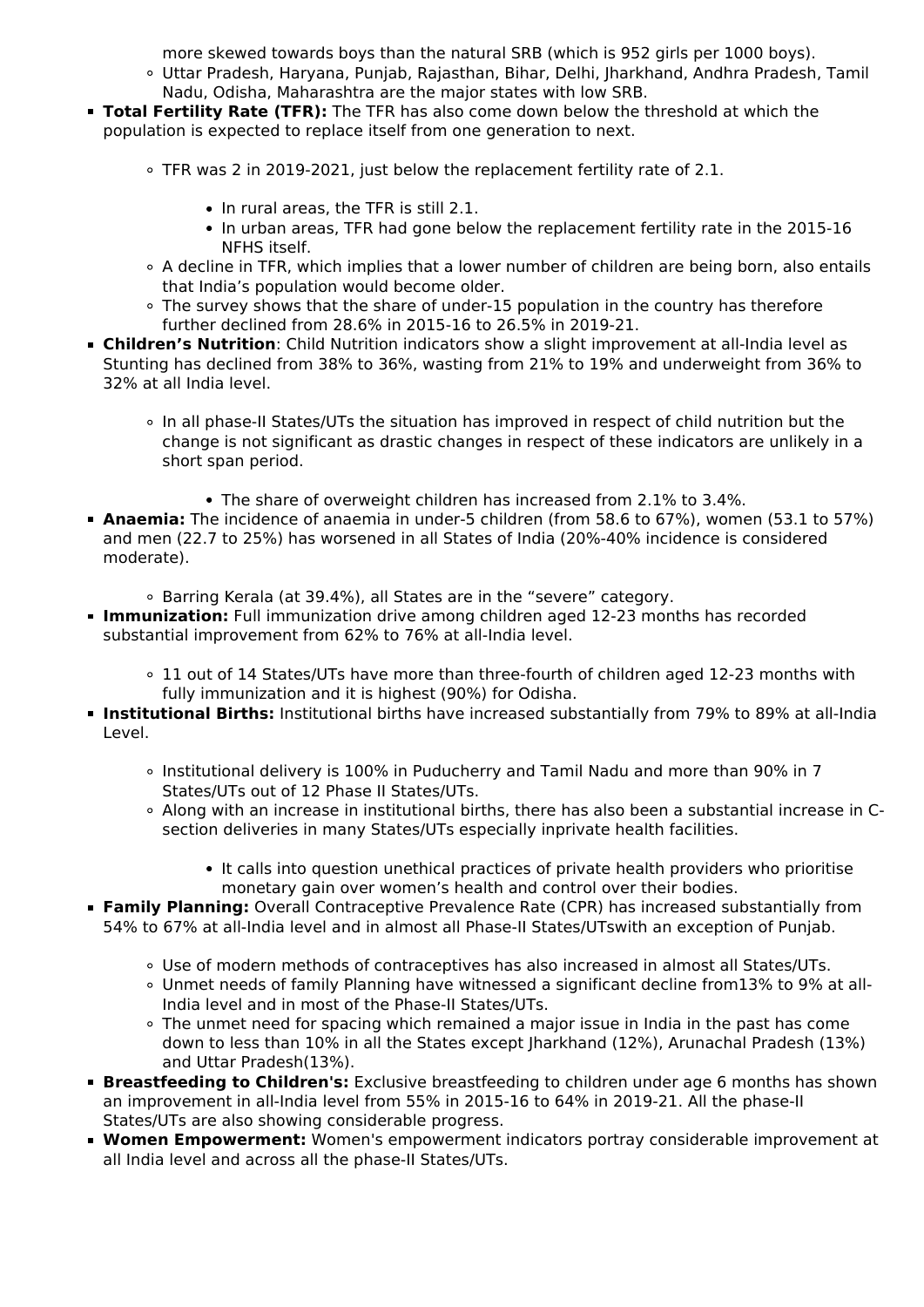more skewed towards boys than the natural SRB (which is 952 girls per 1000 boys).
  - Uttar Pradesh, Haryana, Punjab, Rajasthan, Bihar, Delhi, Jharkhand, Andhra Pradesh, Tamil Nadu, Odisha, Maharashtra are the major states with low SRB.
- **Total Fertility Rate (TFR):** The TFR has also come down below the threshold at which the population is expected to replace itself from one generation to next.
  - TFR was 2 in 2019-2021, just below the replacement fertility rate of 2.1.
    - In rural areas, the TFR is still 2.1.
    - In urban areas, TFR had gone below the replacement fertility rate in the 2015-16 NFHS itself.
  - A decline in TFR, which implies that a lower number of children are being born, also entails that India's population would become older.
  - The survey shows that the share of under-15 population in the country has therefore further declined from 28.6% in 2015-16 to 26.5% in 2019-21.
- **Children's Nutrition**: Child Nutrition indicators show a slight improvement at all-India level as Stunting has declined from 38% to 36%, wasting from 21% to 19% and underweight from 36% to 32% at all India level.
  - In all phase-II States/UTs the situation has improved in respect of child nutrition but the change is not significant as drastic changes in respect of these indicators are unlikely in a short span period.
    - The share of overweight children has increased from 2.1% to 3.4%.
- **Anaemia:** The incidence of anaemia in under-5 children (from 58.6 to 67%), women (53.1 to 57%) and men (22.7 to 25%) has worsened in all States of India (20%-40% incidence is considered moderate).
  - Barring Kerala (at 39.4%), all States are in the "severe" category.
- **Immunization:** Full immunization drive among children aged 12-23 months has recorded substantial improvement from 62% to 76% at all-India level.
  - 11 out of 14 States/UTs have more than three-fourth of children aged 12-23 months with fully immunization and it is highest (90%) for Odisha.
- **Institutional Births:** Institutional births have increased substantially from 79% to 89% at all-India Level.
  - Institutional delivery is 100% in Puducherry and Tamil Nadu and more than 90% in 7 States/UTs out of 12 Phase II States/UTs.
  - Along with an increase in institutional births, there has also been a substantial increase in C-section deliveries in many States/UTs especially inprivate health facilities.
    - It calls into question unethical practices of private health providers who prioritise monetary gain over women's health and control over their bodies.
- **Family Planning:** Overall Contraceptive Prevalence Rate (CPR) has increased substantially from 54% to 67% at all-India level and in almost all Phase-II States/UTswith an exception of Punjab.
  - Use of modern methods of contraceptives has also increased in almost all States/UTs.
  - Unmet needs of family Planning have witnessed a significant decline from13% to 9% at all-India level and in most of the Phase-II States/UTs.
  - The unmet need for spacing which remained a major issue in India in the past has come down to less than 10% in all the States except Jharkhand (12%), Arunachal Pradesh (13%) and Uttar Pradesh(13%).
- **Breastfeeding to Children's:** Exclusive breastfeeding to children under age 6 months has shown an improvement in all-India level from 55% in 2015-16 to 64% in 2019-21. All the phase-II States/UTs are also showing considerable progress.
- **Women Empowerment:** Women's empowerment indicators portray considerable improvement at all India level and across all the phase-II States/UTs.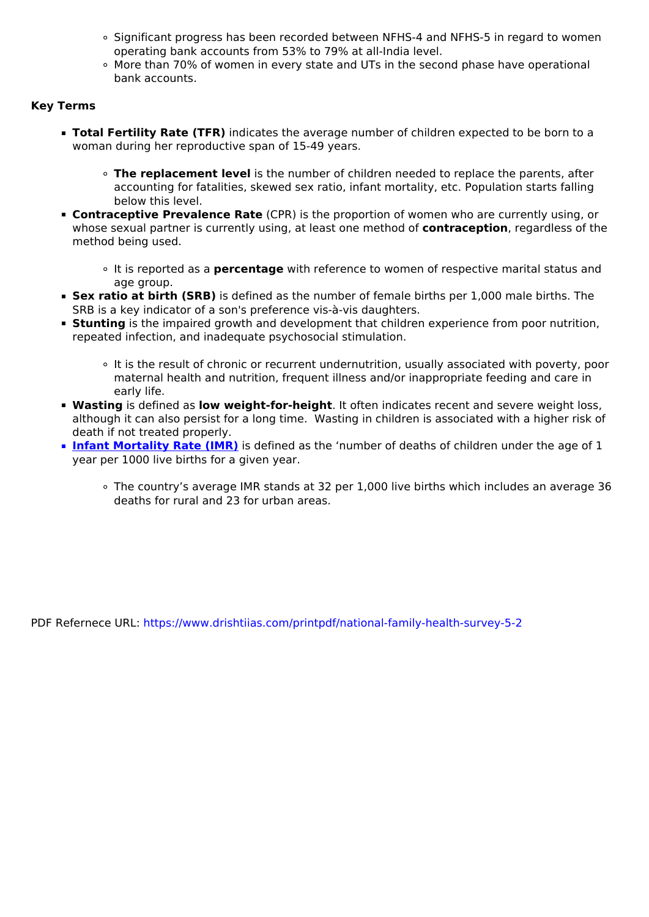- Significant progress has been recorded between NFHS-4 and NFHS-5 in regard to women operating bank accounts from 53% to 79% at all-India level.
    - More than 70% of women in every state and UTs in the second phase have operational bank accounts.

**Key Terms**

- **Total Fertility Rate (TFR)** indicates the average number of children expected to be born to a woman during her reproductive span of 15-49 years.
    - **The replacement level** is the number of children needed to replace the parents, after accounting for fatalities, skewed sex ratio, infant mortality, etc. Population starts falling below this level.
- **Contraceptive Prevalence Rate** (CPR) is the proportion of women who are currently using, or whose sexual partner is currently using, at least one method of **contraception**, regardless of the method being used.
    - It is reported as a **percentage** with reference to women of respective marital status and age group.
- **Sex ratio at birth (SRB)** is defined as the number of female births per 1,000 male births. The SRB is a key indicator of a son's preference vis-à-vis daughters.
- **Stunting** is the impaired growth and development that children experience from poor nutrition, repeated infection, and inadequate psychosocial stimulation.
    - It is the result of chronic or recurrent undernutrition, usually associated with poverty, poor maternal health and nutrition, frequent illness and/or inappropriate feeding and care in early life.
- **Wasting** is defined as **low weight-for-height**. It often indicates recent and severe weight loss, although it can also persist for a long time. Wasting in children is associated with a higher risk of death if not treated properly.
- **Infant Mortality Rate (IMR)** is defined as the 'number of deaths of children under the age of 1 year per 1000 live births for a given year.
    - The country's average IMR stands at 32 per 1,000 live births which includes an average 36 deaths for rural and 23 for urban areas.

PDF Refernece URL: https://www.drishtiias.com/printpdf/national-family-health-survey-5-2